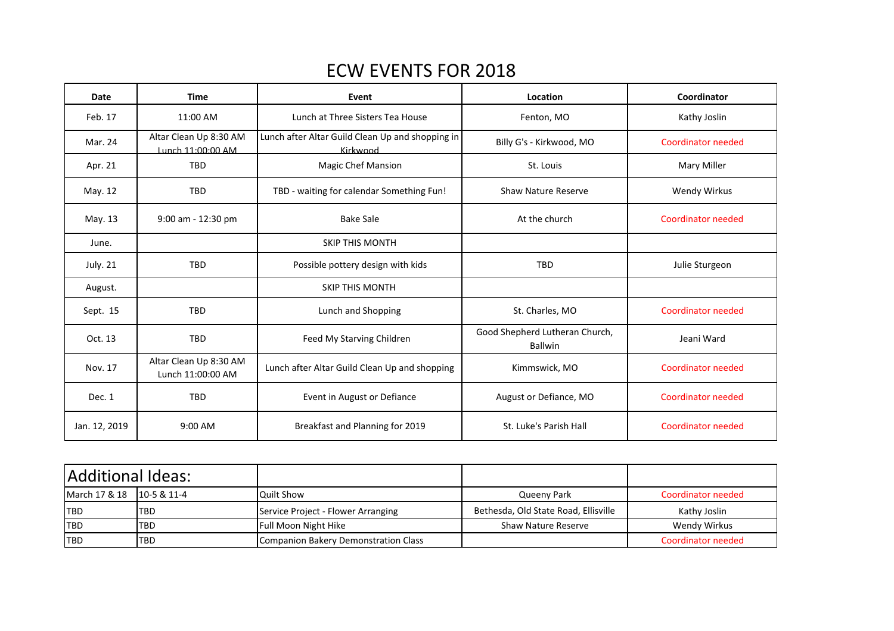# ECW EVENTS FOR 2018

| Date | Time | Event | Location | Coordinator |
|---|---|---|---|---|
| Feb. 17 | 11:00 AM | Lunch at Three Sisters Tea House | Fenton, MO | Kathy Joslin |
| Mar. 24 | Altar Clean Up 8:30 AM Lunch 11:00:00 AM | Lunch after Altar Guild Clean Up and shopping in Kirkwood | Billy G's - Kirkwood, MO | Coordinator needed |
| Apr. 21 | TBD | Magic Chef Mansion | St. Louis | Mary Miller |
| May. 12 | TBD | TBD - waiting for calendar Something Fun! | Shaw Nature Reserve | Wendy Wirkus |
| May. 13 | 9:00 am - 12:30 pm | Bake Sale | At the church | Coordinator needed |
| June. | | SKIP THIS MONTH | | |
| July. 21 | TBD | Possible pottery design with kids | TBD | Julie Sturgeon |
| August. | | SKIP THIS MONTH | | |
| Sept. 15 | TBD | Lunch and Shopping | St. Charles, MO | Coordinator needed |
| Oct. 13 | TBD | Feed My Starving Children | Good Shepherd Lutheran Church, Ballwin | Jeani Ward |
| Nov. 17 | Altar Clean Up 8:30 AM Lunch 11:00:00 AM | Lunch after Altar Guild Clean Up and shopping | Kimmswick, MO | Coordinator needed |
| Dec. 1 | TBD | Event in August or Defiance | August or Defiance, MO | Coordinator needed |
| Jan. 12, 2019 | 9:00 AM | Breakfast and Planning for 2019 | St. Luke's Parish Hall | Coordinator needed |

| Additional Ideas: | | | | |
|---|---|---|---|---|
| March 17 & 18 | 10-5 & 11-4 | Quilt Show | Queeny Park | Coordinator needed |
| TBD | TBD | Service Project - Flower Arranging | Bethesda, Old State Road, Ellisville | Kathy Joslin |
| TBD | TBD | Full Moon Night Hike | Shaw Nature Reserve | Wendy Wirkus |
| TBD | TBD | Companion Bakery Demonstration Class | | Coordinator needed |